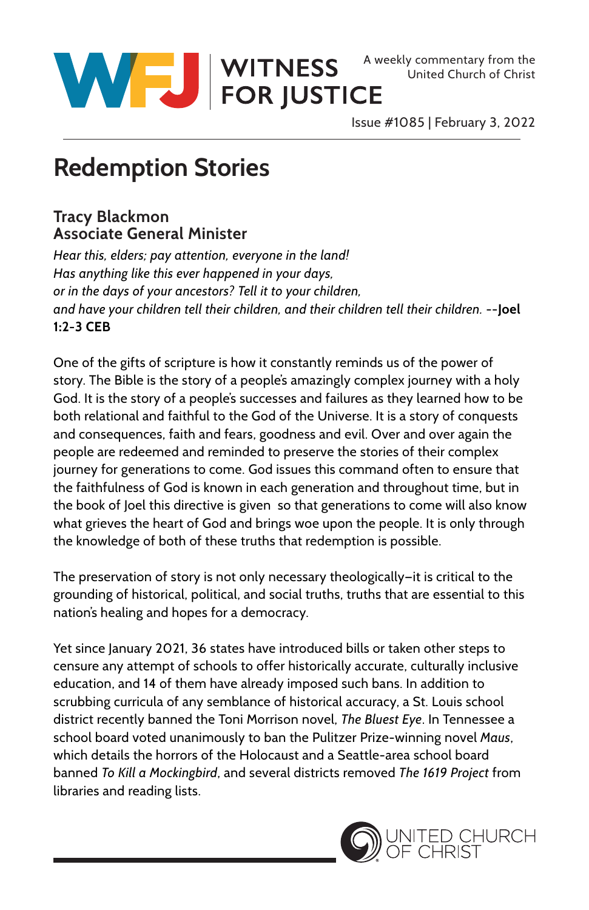WITNESS FOR JUSTICE

A weekly commentary from the United Church of Christ

Issue #1085 | February 3, 2022

# Redemption Stories

**Tracy Blackmon**
**Associate General Minister**

*Hear this, elders; pay attention, everyone in the land!*
*Has anything like this ever happened in your days,*
*or in the days of your ancestors? Tell it to your children,*
*and have your children tell their children, and their children tell their children.* --**Joel 1:2-3 CEB**

One of the gifts of scripture is how it constantly reminds us of the power of story. The Bible is the story of a people's amazingly complex journey with a holy God. It is the story of a people's successes and failures as they learned how to be both relational and faithful to the God of the Universe. It is a story of conquests and consequences, faith and fears, goodness and evil. Over and over again the people are redeemed and reminded to preserve the stories of their complex journey for generations to come. God issues this command often to ensure that the faithfulness of God is known in each generation and throughout time, but in the book of Joel this directive is given so that generations to come will also know what grieves the heart of God and brings woe upon the people. It is only through the knowledge of both of these truths that redemption is possible.

The preservation of story is not only necessary theologically–it is critical to the grounding of historical, political, and social truths, truths that are essential to this nation's healing and hopes for a democracy.

Yet since January 2021, 36 states have introduced bills or taken other steps to censure any attempt of schools to offer historically accurate, culturally inclusive education, and 14 of them have already imposed such bans. In addition to scrubbing curricula of any semblance of historical accuracy, a St. Louis school district recently banned the Toni Morrison novel, *The Bluest Eye*. In Tennessee a school board voted unanimously to ban the Pulitzer Prize-winning novel *Maus*, which details the horrors of the Holocaust and a Seattle-area school board banned *To Kill a Mockingbird*, and several districts removed *The 1619 Project* from libraries and reading lists.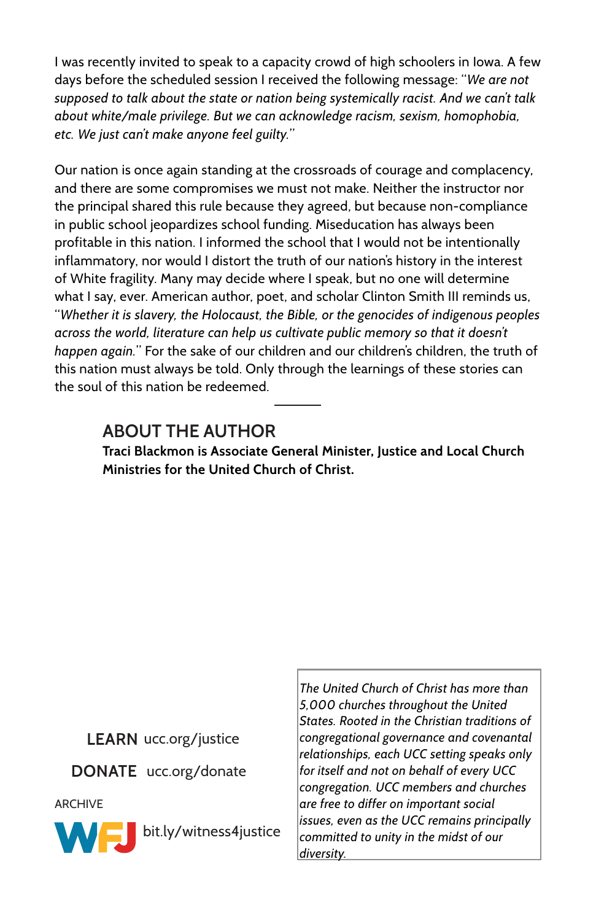I was recently invited to speak to a capacity crowd of high schoolers in Iowa. A few days before the scheduled session I received the following message: "*We are not supposed to talk about the state or nation being systemically racist. And we can't talk about white/male privilege. But we can acknowledge racism, sexism, homophobia, etc. We just can't make anyone feel guilty.*"

Our nation is once again standing at the crossroads of courage and complacency, and there are some compromises we must not make. Neither the instructor nor the principal shared this rule because they agreed, but because non-compliance in public school jeopardizes school funding. Miseducation has always been profitable in this nation. I informed the school that I would not be intentionally inflammatory, nor would I distort the truth of our nation's history in the interest of White fragility. Many may decide where I speak, but no one will determine what I say, ever. American author, poet, and scholar Clinton Smith III reminds us, "*Whether it is slavery, the Holocaust, the Bible, or the genocides of indigenous peoples across the world, literature can help us cultivate public memory so that it doesn't happen again.*" For the sake of our children and our children's children, the truth of this nation must always be told. Only through the learnings of these stories can the soul of this nation be redeemed.

---

## ABOUT THE AUTHOR

**Traci Blackmon is Associate General Minister, Justice and Local Church Ministries for the United Church of Christ.**

**LEARN** ucc.org/justice

**DONATE** ucc.org/donate

ARCHIVE

WFJ bit.ly/witness4justice

*The United Church of Christ has more than 5,000 churches throughout the United States. Rooted in the Christian traditions of congregational governance and covenantal relationships, each UCC setting speaks only for itself and not on behalf of every UCC congregation. UCC members and churches are free to differ on important social issues, even as the UCC remains principally committed to unity in the midst of our diversity.*